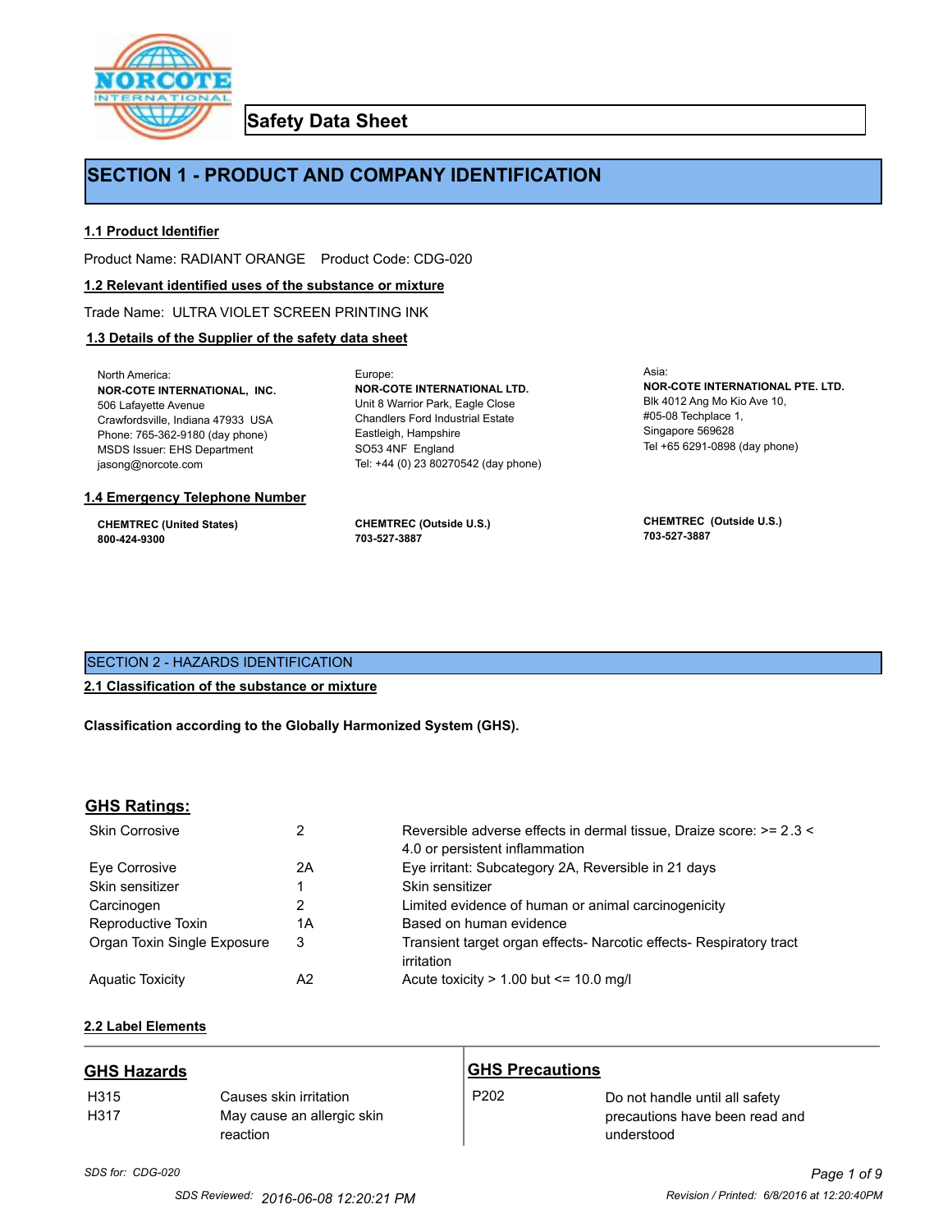# Safety Data Sheet

## SECTION 1 - PRODUCT AND COMPANY IDENTIFICATION

### 1.1 Product Identifier

Product Name: RADIANT ORANGE    Product Code: CDG-020

### 1.2 Relevant identified uses of the substance or mixture

Trade Name: ULTRA VIOLET SCREEN PRINTING INK

### 1.3 Details of the Supplier of the safety data sheet

North America:
**NOR-COTE INTERNATIONAL, INC.**
506 Lafayette Avenue
Crawfordsville, Indiana 47933 USA
Phone: 765-362-9180 (day phone)
MSDS Issuer: EHS Department
jasong@norcote.com

Europe:
**NOR-COTE INTERNATIONAL LTD.**
Unit 8 Warrior Park, Eagle Close
Chandlers Ford Industrial Estate
Eastleigh, Hampshire
SO53 4NF England
Tel: +44 (0) 23 80270542 (day phone)

Asia:
**NOR-COTE INTERNATIONAL PTE. LTD.**
Blk 4012 Ang Mo Kio Ave 10,
#05-08 Techplace 1,
Singapore 569628
Tel +65 6291-0898 (day phone)

### 1.4 Emergency Telephone Number

**CHEMTREC (United States)**
**800-424-9300**

**CHEMTREC (Outside U.S.)**
**703-527-3887**

**CHEMTREC (Outside U.S.)**
**703-527-3887**

## SECTION 2 - HAZARDS IDENTIFICATION

### 2.1 Classification of the substance or mixture

**Classification according to the Globally Harmonized System (GHS).**

### GHS Ratings:

| | | |
|---|---|---|
| Skin Corrosive | 2 | Reversible adverse effects in dermal tissue, Draize score: >= 2.3 < 4.0 or persistent inflammation |
| Eye Corrosive | 2A | Eye irritant: Subcategory 2A, Reversible in 21 days |
| Skin sensitizer | 1 | Skin sensitizer |
| Carcinogen | 2 | Limited evidence of human or animal carcinogenicity |
| Reproductive Toxin | 1A | Based on human evidence |
| Organ Toxin Single Exposure | 3 | Transient target organ effects- Narcotic effects- Respiratory tract irritation |
| Aquatic Toxicity | A2 | Acute toxicity > 1.00 but <= 10.0 mg/l |

### 2.2 Label Elements

**GHS Hazards**

| | |
|---|---|
| H315 | Causes skin irritation |
| H317 | May cause an allergic skin reaction |

**GHS Precautions**

| | |
|---|---|
| P202 | Do not handle until all safety precautions have been read and understood |

*SDS for: CDG-020*

SDS Reviewed: 2016-06-08 12:20:21 PM    Revision / Printed: 6/8/2016 at 12:20:40PM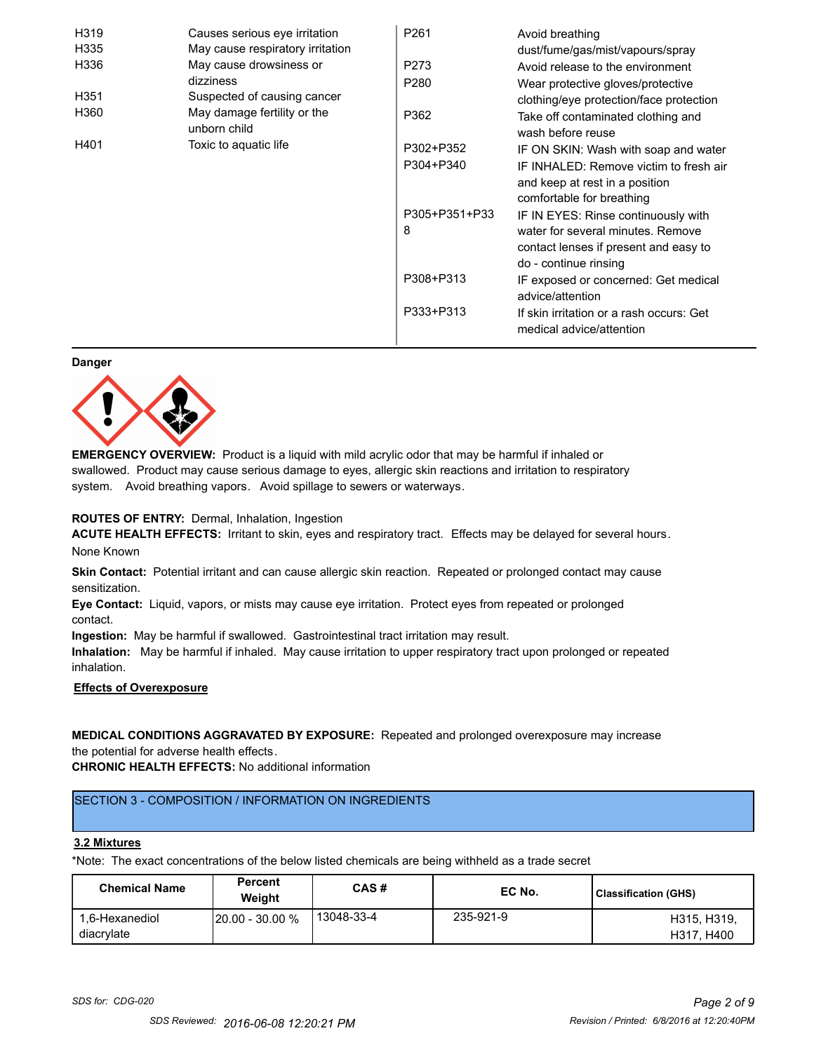| | |
|---|---|
| H319 | Causes serious eye irritation |
| H335 | May cause respiratory irritation |
| H336 | May cause drowsiness or dizziness |
| H351 | Suspected of causing cancer |
| H360 | May damage fertility or the unborn child |
| H401 | Toxic to aquatic life |

| | |
|---|---|
| P261 | Avoid breathing dust/fume/gas/mist/vapours/spray |
| P273 | Avoid release to the environment |
| P280 | Wear protective gloves/protective clothing/eye protection/face protection |
| P362 | Take off contaminated clothing and wash before reuse |
| P302+P352 | IF ON SKIN: Wash with soap and water |
| P304+P340 | IF INHALED: Remove victim to fresh air and keep at rest in a position comfortable for breathing |
| P305+P351+P338 | IF IN EYES: Rinse continuously with water for several minutes. Remove contact lenses if present and easy to do - continue rinsing |
| P308+P313 | IF exposed or concerned: Get medical advice/attention |
| P333+P313 | If skin irritation or a rash occurs: Get medical advice/attention |

**Danger**

**EMERGENCY OVERVIEW:** Product is a liquid with mild acrylic odor that may be harmful if inhaled or swallowed. Product may cause serious damage to eyes, allergic skin reactions and irritation to respiratory system. Avoid breathing vapors. Avoid spillage to sewers or waterways.

**ROUTES OF ENTRY:** Dermal, Inhalation, Ingestion

**ACUTE HEALTH EFFECTS:** Irritant to skin, eyes and respiratory tract. Effects may be delayed for several hours. None Known

**Skin Contact:** Potential irritant and can cause allergic skin reaction. Repeated or prolonged contact may cause sensitization.

**Eye Contact:** Liquid, vapors, or mists may cause eye irritation. Protect eyes from repeated or prolonged contact.

**Ingestion:** May be harmful if swallowed. Gastrointestinal tract irritation may result.

**Inhalation:** May be harmful if inhaled. May cause irritation to upper respiratory tract upon prolonged or repeated inhalation.

**Effects of Overexposure**

**MEDICAL CONDITIONS AGGRAVATED BY EXPOSURE:** Repeated and prolonged overexposure may increase the potential for adverse health effects.

**CHRONIC HEALTH EFFECTS:** No additional information

## SECTION 3 - COMPOSITION / INFORMATION ON INGREDIENTS

### 3.2 Mixtures

*Note: The exact concentrations of the below listed chemicals are being withheld as a trade secret

| Chemical Name | Percent Weight | CAS # | EC No. | Classification (GHS) |
|---|---|---|---|---|
| 1,6-Hexanediol diacrylate | 20.00 - 30.00 % | 13048-33-4 | 235-921-9 | H315, H319, H317, H400 |

SDS for: CDG-020

SDS Reviewed: 2016-06-08 12:20:21 PM

Revision / Printed: 6/8/2016 at 12:20:40PM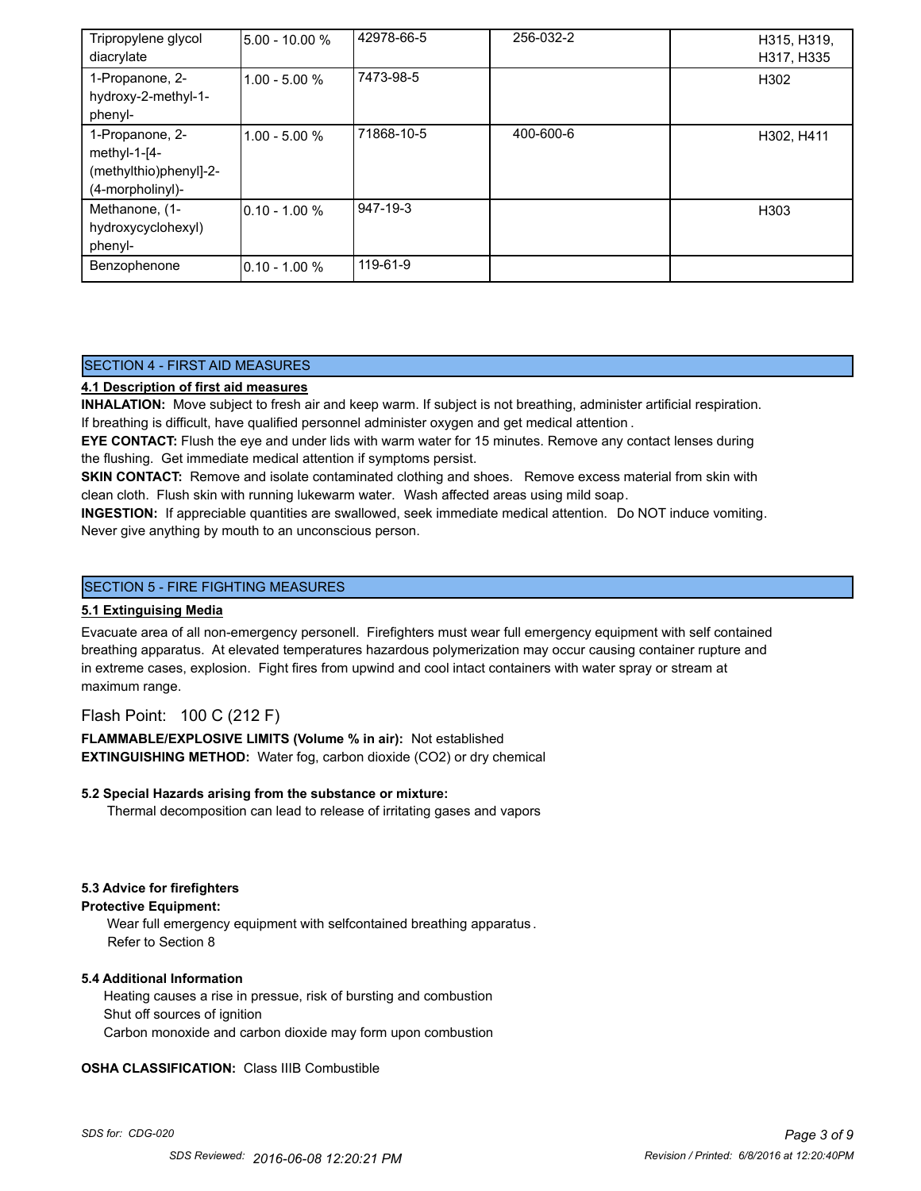| Tripropylene glycol diacrylate | 5.00 - 10.00 % | 42978-66-5 | 256-032-2 | H315, H319, H317, H335 |
|---|---|---|---|---|
| 1-Propanone, 2-hydroxy-2-methyl-1-phenyl- | 1.00 - 5.00 % | 7473-98-5 | | H302 |
| 1-Propanone, 2-methyl-1-[4-(methylthio)phenyl]-2-(4-morpholinyl)- | 1.00 - 5.00 % | 71868-10-5 | 400-600-6 | H302, H411 |
| Methanone, (1-hydroxycyclohexyl) phenyl- | 0.10 - 1.00 % | 947-19-3 | | H303 |
| Benzophenone | 0.10 - 1.00 % | 119-61-9 | | |

## SECTION 4 - FIRST AID MEASURES

### 4.1 Description of first aid measures

**INHALATION:** Move subject to fresh air and keep warm. If subject is not breathing, administer artificial respiration. If breathing is difficult, have qualified personnel administer oxygen and get medical attention .

**EYE CONTACT:** Flush the eye and under lids with warm water for 15 minutes. Remove any contact lenses during the flushing. Get immediate medical attention if symptoms persist.

**SKIN CONTACT:** Remove and isolate contaminated clothing and shoes. Remove excess material from skin with clean cloth. Flush skin with running lukewarm water. Wash affected areas using mild soap.

**INGESTION:** If appreciable quantities are swallowed, seek immediate medical attention. Do NOT induce vomiting. Never give anything by mouth to an unconscious person.

## SECTION 5 - FIRE FIGHTING MEASURES

### 5.1 Extinguising Media

Evacuate area of all non-emergency personell. Firefighters must wear full emergency equipment with self contained breathing apparatus. At elevated temperatures hazardous polymerization may occur causing container rupture and in extreme cases, explosion. Fight fires from upwind and cool intact containers with water spray or stream at maximum range.

Flash Point: 100 C (212 F)

**FLAMMABLE/EXPLOSIVE LIMITS (Volume % in air):** Not established

**EXTINGUISHING METHOD:** Water fog, carbon dioxide (CO2) or dry chemical

### 5.2 Special Hazards arising from the substance or mixture:

Thermal decomposition can lead to release of irritating gases and vapors

### 5.3 Advice for firefighters

**Protective Equipment:**

Wear full emergency equipment with selfcontained breathing apparatus .
Refer to Section 8

### 5.4 Additional Information

Heating causes a rise in pressue, risk of bursting and combustion
Shut off sources of ignition
Carbon monoxide and carbon dioxide may form upon combustion

**OSHA CLASSIFICATION:** Class IIIB Combustible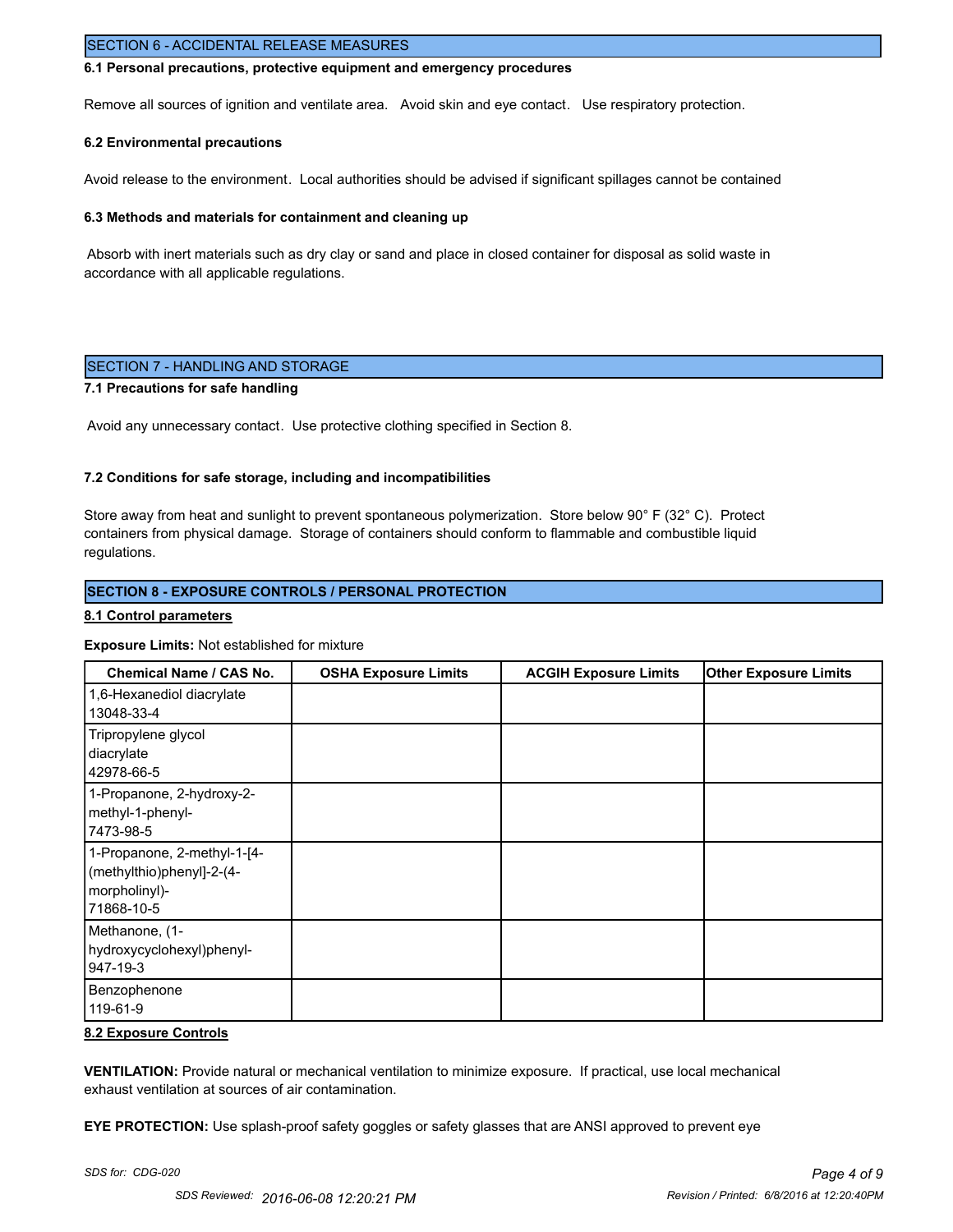## SECTION 6 - ACCIDENTAL RELEASE MEASURES

### 6.1 Personal precautions, protective equipment and emergency procedures

Remove all sources of ignition and ventilate area. Avoid skin and eye contact. Use respiratory protection.

### 6.2 Environmental precautions

Avoid release to the environment. Local authorities should be advised if significant spillages cannot be contained

### 6.3 Methods and materials for containment and cleaning up

Absorb with inert materials such as dry clay or sand and place in closed container for disposal as solid waste in accordance with all applicable regulations.

## SECTION 7 - HANDLING AND STORAGE

### 7.1 Precautions for safe handling

Avoid any unnecessary contact. Use protective clothing specified in Section 8.

### 7.2 Conditions for safe storage, including and incompatibilities

Store away from heat and sunlight to prevent spontaneous polymerization. Store below 90° F (32° C). Protect containers from physical damage. Storage of containers should conform to flammable and combustible liquid regulations.

## SECTION 8 - EXPOSURE CONTROLS / PERSONAL PROTECTION

### 8.1 Control parameters

**Exposure Limits:** Not established for mixture

| Chemical Name / CAS No. | OSHA Exposure Limits | ACGIH Exposure Limits | Other Exposure Limits |
|---|---|---|---|
| 1,6-Hexanediol diacrylate 13048-33-4 | | | |
| Tripropylene glycol diacrylate 42978-66-5 | | | |
| 1-Propanone, 2-hydroxy-2-methyl-1-phenyl- 7473-98-5 | | | |
| 1-Propanone, 2-methyl-1-[4-(methylthio)phenyl]-2-(4-morpholinyl)- 71868-10-5 | | | |
| Methanone, (1-hydroxycyclohexyl)phenyl- 947-19-3 | | | |
| Benzophenone 119-61-9 | | | |

### 8.2 Exposure Controls

**VENTILATION:** Provide natural or mechanical ventilation to minimize exposure. If practical, use local mechanical exhaust ventilation at sources of air contamination.

**EYE PROTECTION:** Use splash-proof safety goggles or safety glasses that are ANSI approved to prevent eye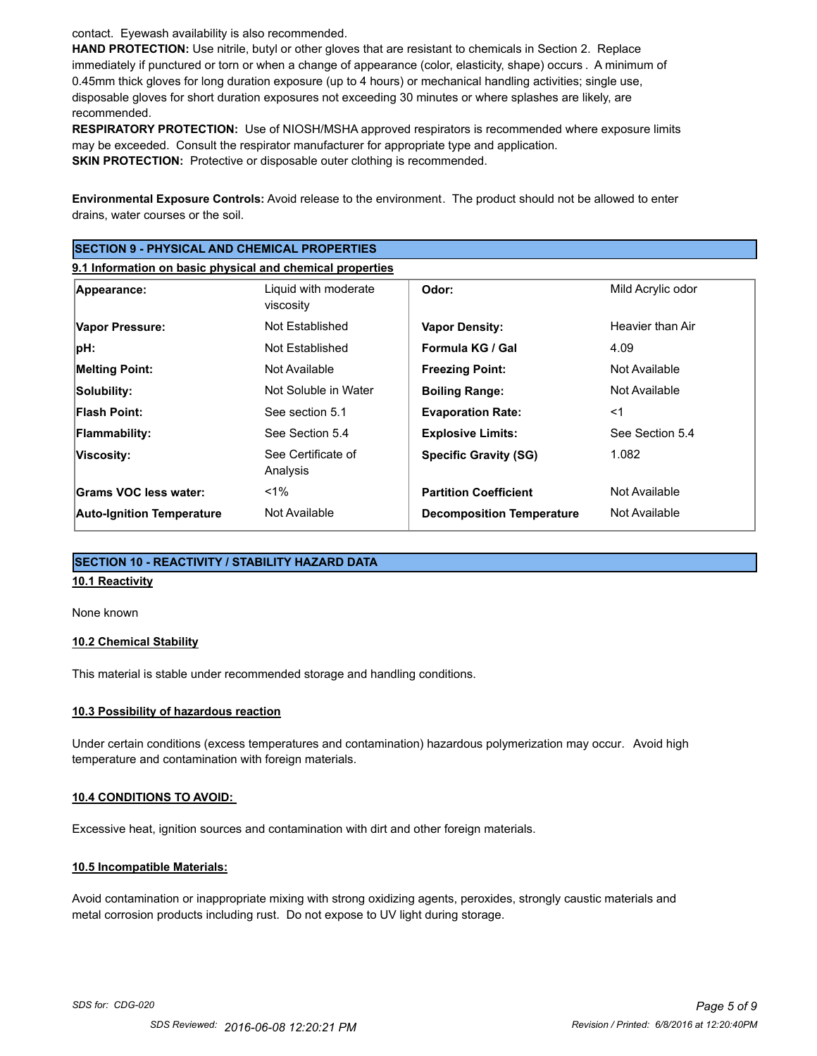contact. Eyewash availability is also recommended.

**HAND PROTECTION:** Use nitrile, butyl or other gloves that are resistant to chemicals in Section 2. Replace immediately if punctured or torn or when a change of appearance (color, elasticity, shape) occurs . A minimum of 0.45mm thick gloves for long duration exposure (up to 4 hours) or mechanical handling activities; single use, disposable gloves for short duration exposures not exceeding 30 minutes or where splashes are likely, are recommended.

**RESPIRATORY PROTECTION:** Use of NIOSH/MSHA approved respirators is recommended where exposure limits may be exceeded. Consult the respirator manufacturer for appropriate type and application.

**SKIN PROTECTION:** Protective or disposable outer clothing is recommended.

**Environmental Exposure Controls:** Avoid release to the environment. The product should not be allowed to enter drains, water courses or the soil.

## SECTION 9 - PHYSICAL AND CHEMICAL PROPERTIES

### 9.1 Information on basic physical and chemical properties

| | | | |
|---|---|---|---|
| **Appearance:** | Liquid with moderate viscosity | **Odor:** | Mild Acrylic odor |
| **Vapor Pressure:** | Not Established | **Vapor Density:** | Heavier than Air |
| **pH:** | Not Established | **Formula KG / Gal** | 4.09 |
| **Melting Point:** | Not Available | **Freezing Point:** | Not Available |
| **Solubility:** | Not Soluble in Water | **Boiling Range:** | Not Available |
| **Flash Point:** | See section 5.1 | **Evaporation Rate:** | <1 |
| **Flammability:** | See Section 5.4 | **Explosive Limits:** | See Section 5.4 |
| **Viscosity:** | See Certificate of Analysis | **Specific Gravity (SG)** | 1.082 |
| **Grams VOC less water:** | <1% | **Partition Coefficient** | Not Available |
| **Auto-Ignition Temperature** | Not Available | **Decomposition Temperature** | Not Available |

## SECTION 10 - REACTIVITY / STABILITY HAZARD DATA

### 10.1 Reactivity

None known

### 10.2 Chemical Stability

This material is stable under recommended storage and handling conditions.

### 10.3 Possibility of hazardous reaction

Under certain conditions (excess temperatures and contamination) hazardous polymerization may occur. Avoid high temperature and contamination with foreign materials.

### 10.4 CONDITIONS TO AVOID:

Excessive heat, ignition sources and contamination with dirt and other foreign materials.

### 10.5 Incompatible Materials:

Avoid contamination or inappropriate mixing with strong oxidizing agents, peroxides, strongly caustic materials and metal corrosion products including rust. Do not expose to UV light during storage.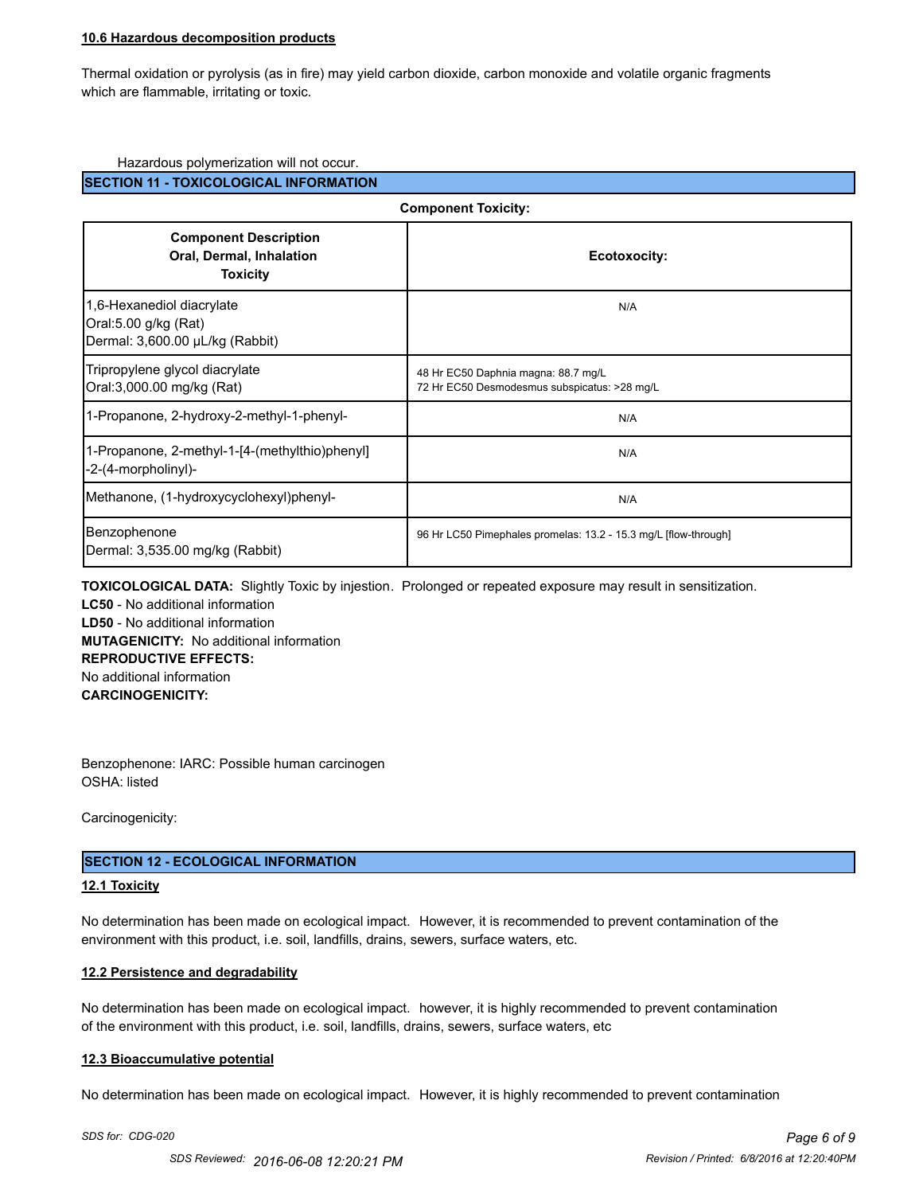#### 10.6 Hazardous decomposition products

Thermal oxidation or pyrolysis (as in fire) may yield carbon dioxide, carbon monoxide and volatile organic fragments which are flammable, irritating or toxic.

Hazardous polymerization will not occur.

## SECTION 11 - TOXICOLOGICAL INFORMATION

**Component Toxicity:**

| **Component Description Oral, Dermal, Inhalation Toxicity** | **Ecotoxocity:** |
|---|---|
| 1,6-Hexanediol diacrylate<br>Oral:5.00 g/kg (Rat)<br>Dermal: 3,600.00 µL/kg (Rabbit) | N/A |
| Tripropylene glycol diacrylate<br>Oral:3,000.00 mg/kg (Rat) | 48 Hr EC50 Daphnia magna: 88.7 mg/L<br>72 Hr EC50 Desmodesmus subspicatus: >28 mg/L |
| 1-Propanone, 2-hydroxy-2-methyl-1-phenyl- | N/A |
| 1-Propanone, 2-methyl-1-[4-(methylthio)phenyl]-2-(4-morpholinyl)- | N/A |
| Methanone, (1-hydroxycyclohexyl)phenyl- | N/A |
| Benzophenone<br>Dermal: 3,535.00 mg/kg (Rabbit) | 96 Hr LC50 Pimephales promelas: 13.2 - 15.3 mg/L [flow-through] |

**TOXICOLOGICAL DATA:** Slightly Toxic by injestion. Prolonged or repeated exposure may result in sensitization.
**LC50** - No additional information
**LD50** - No additional information
**MUTAGENICITY:** No additional information
**REPRODUCTIVE EFFECTS:**
No additional information
**CARCINOGENICITY:**

Benzophenone: IARC: Possible human carcinogen
OSHA: listed

Carcinogenicity:

## SECTION 12 - ECOLOGICAL INFORMATION

#### 12.1 Toxicity

No determination has been made on ecological impact. However, it is recommended to prevent contamination of the environment with this product, i.e. soil, landfills, drains, sewers, surface waters, etc.

#### 12.2 Persistence and degradability

No determination has been made on ecological impact. however, it is highly recommended to prevent contamination of the environment with this product, i.e. soil, landfills, drains, sewers, surface waters, etc

#### 12.3 Bioaccumulative potential

No determination has been made on ecological impact. However, it is highly recommended to prevent contamination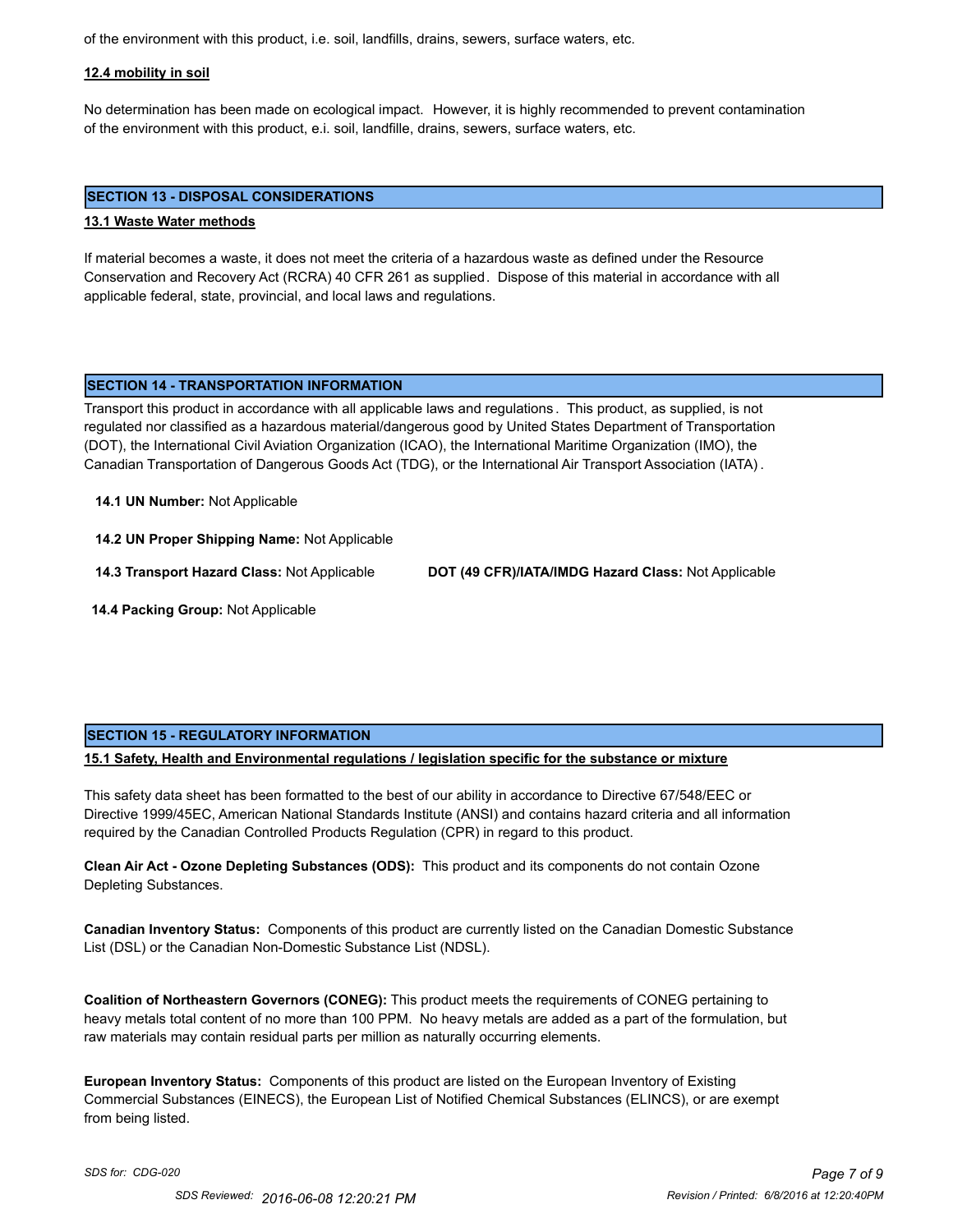of the environment with this product, i.e. soil, landfills, drains, sewers, surface waters, etc.

**12.4 mobility in soil**

No determination has been made on ecological impact. However, it is highly recommended to prevent contamination of the environment with this product, e.i. soil, landfille, drains, sewers, surface waters, etc.

## SECTION 13 - DISPOSAL CONSIDERATIONS

**13.1 Waste Water methods**

If material becomes a waste, it does not meet the criteria of a hazardous waste as defined under the Resource Conservation and Recovery Act (RCRA) 40 CFR 261 as supplied. Dispose of this material in accordance with all applicable federal, state, provincial, and local laws and regulations.

## SECTION 14 - TRANSPORTATION INFORMATION

Transport this product in accordance with all applicable laws and regulations. This product, as supplied, is not regulated nor classified as a hazardous material/dangerous good by United States Department of Transportation (DOT), the International Civil Aviation Organization (ICAO), the International Maritime Organization (IMO), the Canadian Transportation of Dangerous Goods Act (TDG), or the International Air Transport Association (IATA).

**14.1 UN Number:** Not Applicable

**14.2 UN Proper Shipping Name:** Not Applicable

**14.3 Transport Hazard Class:** Not Applicable    **DOT (49 CFR)/IATA/IMDG Hazard Class:** Not Applicable

**14.4 Packing Group:** Not Applicable

## SECTION 15 - REGULATORY INFORMATION

**15.1 Safety, Health and Environmental regulations / legislation specific for the substance or mixture**

This safety data sheet has been formatted to the best of our ability in accordance to Directive 67/548/EEC or Directive 1999/45EC, American National Standards Institute (ANSI) and contains hazard criteria and all information required by the Canadian Controlled Products Regulation (CPR) in regard to this product.

**Clean Air Act - Ozone Depleting Substances (ODS):** This product and its components do not contain Ozone Depleting Substances.

**Canadian Inventory Status:** Components of this product are currently listed on the Canadian Domestic Substance List (DSL) or the Canadian Non-Domestic Substance List (NDSL).

**Coalition of Northeastern Governors (CONEG):** This product meets the requirements of CONEG pertaining to heavy metals total content of no more than 100 PPM. No heavy metals are added as a part of the formulation, but raw materials may contain residual parts per million as naturally occurring elements.

**European Inventory Status:** Components of this product are listed on the European Inventory of Existing Commercial Substances (EINECS), the European List of Notified Chemical Substances (ELINCS), or are exempt from being listed.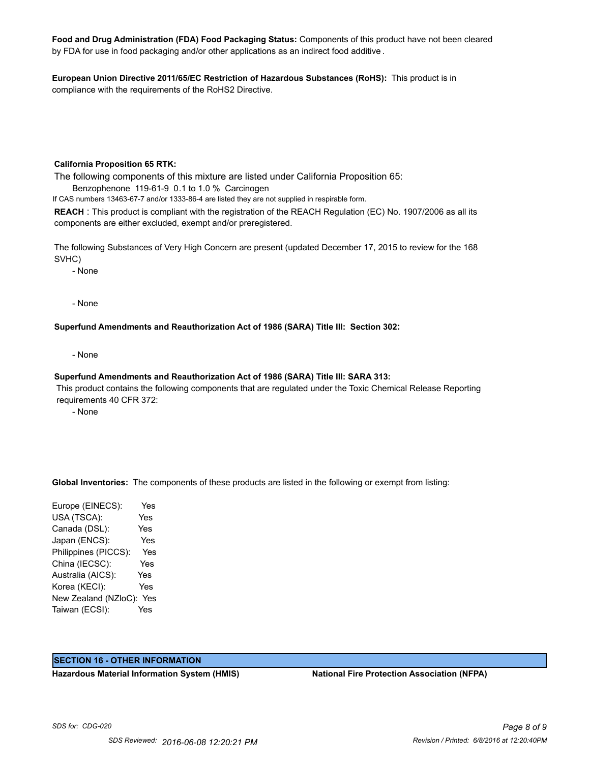**Food and Drug Administration (FDA) Food Packaging Status:** Components of this product have not been cleared by FDA for use in food packaging and/or other applications as an indirect food additive .

**European Union Directive 2011/65/EC Restriction of Hazardous Substances (RoHS):** This product is in compliance with the requirements of the RoHS2 Directive.

**California Proposition 65 RTK:**

The following components of this mixture are listed under California Proposition 65:

Benzophenone 119-61-9 0.1 to 1.0 % Carcinogen

If CAS numbers 13463-67-7 and/or 1333-86-4 are listed they are not supplied in respirable form.

**REACH** : This product is compliant with the registration of the REACH Regulation (EC) No. 1907/2006 as all its components are either excluded, exempt and/or preregistered.

The following Substances of Very High Concern are present (updated December 17, 2015 to review for the 168 SVHC)

- None

- None

**Superfund Amendments and Reauthorization Act of 1986 (SARA) Title III: Section 302:**

- None

**Superfund Amendments and Reauthorization Act of 1986 (SARA) Title III: SARA 313:**

This product contains the following components that are regulated under the Toxic Chemical Release Reporting requirements 40 CFR 372:

- None

**Global Inventories:** The components of these products are listed in the following or exempt from listing:

| Inventory | Status |
|---|---|
| Europe (EINECS): | Yes |
| USA (TSCA): | Yes |
| Canada (DSL): | Yes |
| Japan (ENCS): | Yes |
| Philippines (PICCS): | Yes |
| China (IECSC): | Yes |
| Australia (AICS): | Yes |
| Korea (KECI): | Yes |
| New Zealand (NZloC): | Yes |
| Taiwan (ECSI): | Yes |

## SECTION 16 - OTHER INFORMATION

**Hazardous Material Information System (HMIS)**

**National Fire Protection Association (NFPA)**

SDS for: CDG-020

SDS Reviewed: 2016-06-08 12:20:21 PM

Revision / Printed: 6/8/2016 at 12:20:40PM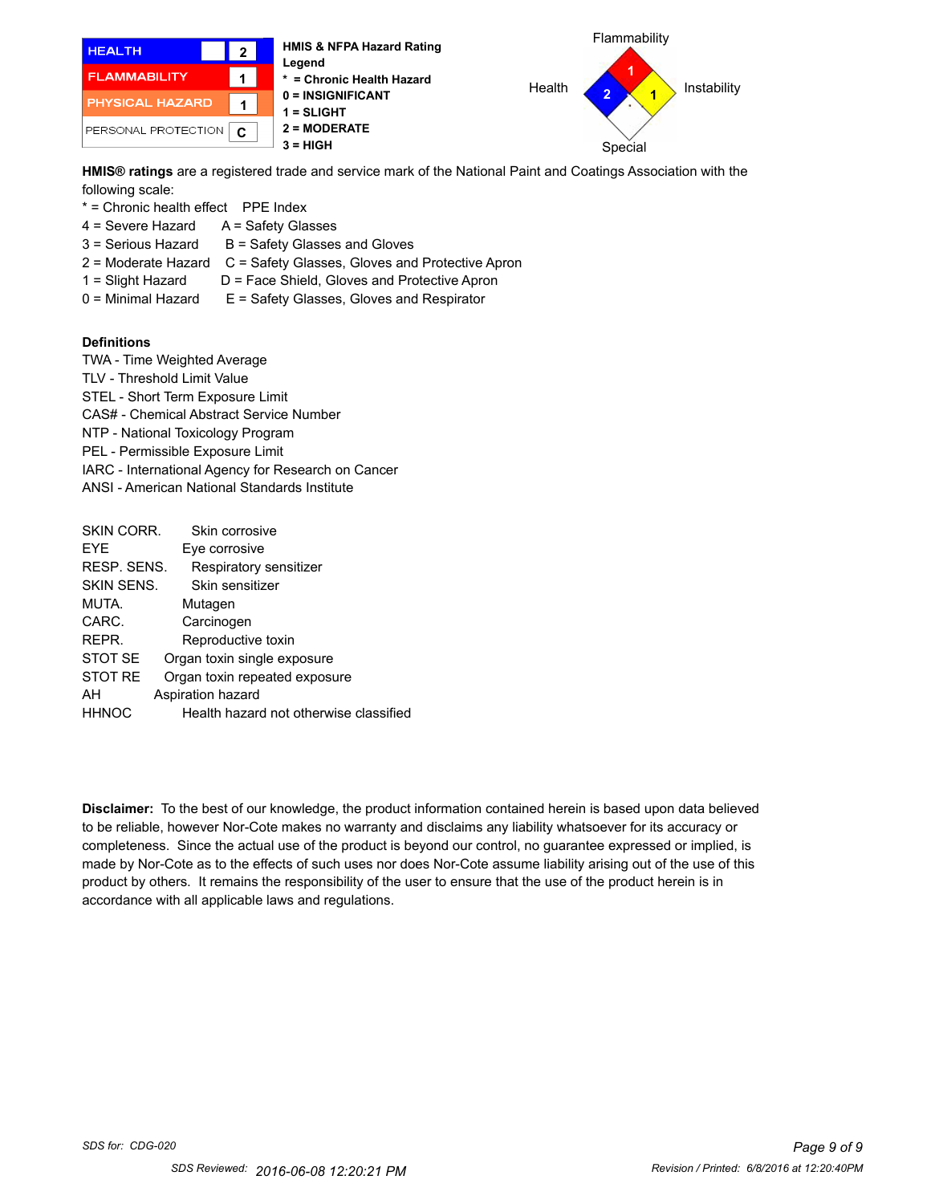| | | |
|---|---|---|
| HEALTH | | 2 |
| FLAMMABILITY | | 1 |
| PHYSICAL HAZARD | | 1 |
| PERSONAL PROTECTION | | C |

**HMIS & NFPA Hazard Rating Legend**
**\* = Chronic Health Hazard**
**0 = INSIGNIFICANT**
**1 = SLIGHT**
**2 = MODERATE**
**3 = HIGH**

Flammability
1
Health
2
Instability
1
Special

**HMIS® ratings** are a registered trade and service mark of the National Paint and Coatings Association with the following scale:

| | |
|---|---|
| * = Chronic health effect | PPE Index |
| 4 = Severe Hazard | A = Safety Glasses |
| 3 = Serious Hazard | B = Safety Glasses and Gloves |
| 2 = Moderate Hazard | C = Safety Glasses, Gloves and Protective Apron |
| 1 = Slight Hazard | D = Face Shield, Gloves and Protective Apron |
| 0 = Minimal Hazard | E = Safety Glasses, Gloves and Respirator |

**Definitions**

TWA - Time Weighted Average
TLV - Threshold Limit Value
STEL - Short Term Exposure Limit
CAS# - Chemical Abstract Service Number
NTP - National Toxicology Program
PEL - Permissible Exposure Limit
IARC - International Agency for Research on Cancer
ANSI - American National Standards Institute

| | |
|---|---|
| SKIN CORR. | Skin corrosive |
| EYE | Eye corrosive |
| RESP. SENS. | Respiratory sensitizer |
| SKIN SENS. | Skin sensitizer |
| MUTA. | Mutagen |
| CARC. | Carcinogen |
| REPR. | Reproductive toxin |
| STOT SE | Organ toxin single exposure |
| STOT RE | Organ toxin repeated exposure |
| AH | Aspiration hazard |
| HHNOC | Health hazard not otherwise classified |

**Disclaimer:** To the best of our knowledge, the product information contained herein is based upon data believed to be reliable, however Nor-Cote makes no warranty and disclaims any liability whatsoever for its accuracy or completeness. Since the actual use of the product is beyond our control, no guarantee expressed or implied, is made by Nor-Cote as to the effects of such uses nor does Nor-Cote assume liability arising out of the use of this product by others. It remains the responsibility of the user to ensure that the use of the product herein is in accordance with all applicable laws and regulations.